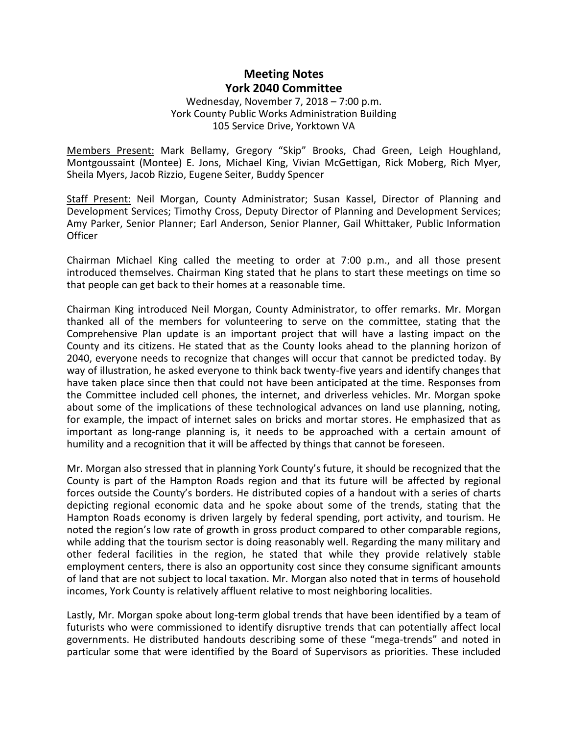# Meeting Notes
# York 2040 Committee

Wednesday, November 7, 2018 – 7:00 p.m.
York County Public Works Administration Building
105 Service Drive, Yorktown VA

Members Present: Mark Bellamy, Gregory "Skip" Brooks, Chad Green, Leigh Houghland, Montgoussaint (Montee) E. Jons, Michael King, Vivian McGettigan, Rick Moberg, Rich Myer, Sheila Myers, Jacob Rizzio, Eugene Seiter, Buddy Spencer

Staff Present: Neil Morgan, County Administrator; Susan Kassel, Director of Planning and Development Services; Timothy Cross, Deputy Director of Planning and Development Services; Amy Parker, Senior Planner; Earl Anderson, Senior Planner, Gail Whittaker, Public Information Officer

Chairman Michael King called the meeting to order at 7:00 p.m., and all those present introduced themselves. Chairman King stated that he plans to start these meetings on time so that people can get back to their homes at a reasonable time.

Chairman King introduced Neil Morgan, County Administrator, to offer remarks. Mr. Morgan thanked all of the members for volunteering to serve on the committee, stating that the Comprehensive Plan update is an important project that will have a lasting impact on the County and its citizens. He stated that as the County looks ahead to the planning horizon of 2040, everyone needs to recognize that changes will occur that cannot be predicted today. By way of illustration, he asked everyone to think back twenty-five years and identify changes that have taken place since then that could not have been anticipated at the time. Responses from the Committee included cell phones, the internet, and driverless vehicles. Mr. Morgan spoke about some of the implications of these technological advances on land use planning, noting, for example, the impact of internet sales on bricks and mortar stores. He emphasized that as important as long-range planning is, it needs to be approached with a certain amount of humility and a recognition that it will be affected by things that cannot be foreseen.

Mr. Morgan also stressed that in planning York County's future, it should be recognized that the County is part of the Hampton Roads region and that its future will be affected by regional forces outside the County's borders. He distributed copies of a handout with a series of charts depicting regional economic data and he spoke about some of the trends, stating that the Hampton Roads economy is driven largely by federal spending, port activity, and tourism. He noted the region's low rate of growth in gross product compared to other comparable regions, while adding that the tourism sector is doing reasonably well. Regarding the many military and other federal facilities in the region, he stated that while they provide relatively stable employment centers, there is also an opportunity cost since they consume significant amounts of land that are not subject to local taxation. Mr. Morgan also noted that in terms of household incomes, York County is relatively affluent relative to most neighboring localities.

Lastly, Mr. Morgan spoke about long-term global trends that have been identified by a team of futurists who were commissioned to identify disruptive trends that can potentially affect local governments. He distributed handouts describing some of these "mega-trends" and noted in particular some that were identified by the Board of Supervisors as priorities. These included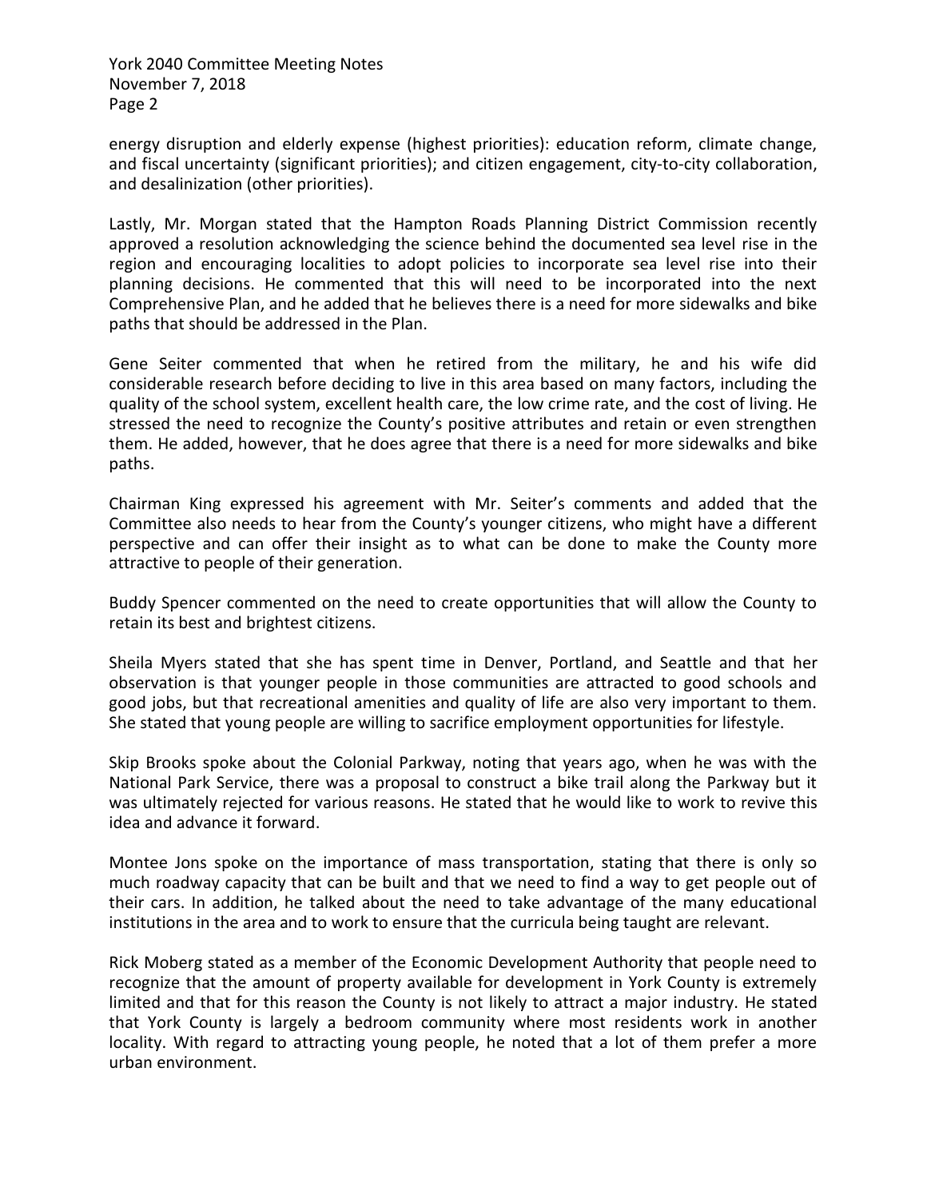energy disruption and elderly expense (highest priorities): education reform, climate change, and fiscal uncertainty (significant priorities); and citizen engagement, city-to-city collaboration, and desalinization (other priorities).

Lastly, Mr. Morgan stated that the Hampton Roads Planning District Commission recently approved a resolution acknowledging the science behind the documented sea level rise in the region and encouraging localities to adopt policies to incorporate sea level rise into their planning decisions. He commented that this will need to be incorporated into the next Comprehensive Plan, and he added that he believes there is a need for more sidewalks and bike paths that should be addressed in the Plan.

Gene Seiter commented that when he retired from the military, he and his wife did considerable research before deciding to live in this area based on many factors, including the quality of the school system, excellent health care, the low crime rate, and the cost of living. He stressed the need to recognize the County's positive attributes and retain or even strengthen them. He added, however, that he does agree that there is a need for more sidewalks and bike paths.

Chairman King expressed his agreement with Mr. Seiter's comments and added that the Committee also needs to hear from the County's younger citizens, who might have a different perspective and can offer their insight as to what can be done to make the County more attractive to people of their generation.

Buddy Spencer commented on the need to create opportunities that will allow the County to retain its best and brightest citizens.

Sheila Myers stated that she has spent time in Denver, Portland, and Seattle and that her observation is that younger people in those communities are attracted to good schools and good jobs, but that recreational amenities and quality of life are also very important to them. She stated that young people are willing to sacrifice employment opportunities for lifestyle.

Skip Brooks spoke about the Colonial Parkway, noting that years ago, when he was with the National Park Service, there was a proposal to construct a bike trail along the Parkway but it was ultimately rejected for various reasons. He stated that he would like to work to revive this idea and advance it forward.

Montee Jons spoke on the importance of mass transportation, stating that there is only so much roadway capacity that can be built and that we need to find a way to get people out of their cars. In addition, he talked about the need to take advantage of the many educational institutions in the area and to work to ensure that the curricula being taught are relevant.

Rick Moberg stated as a member of the Economic Development Authority that people need to recognize that the amount of property available for development in York County is extremely limited and that for this reason the County is not likely to attract a major industry. He stated that York County is largely a bedroom community where most residents work in another locality. With regard to attracting young people, he noted that a lot of them prefer a more urban environment.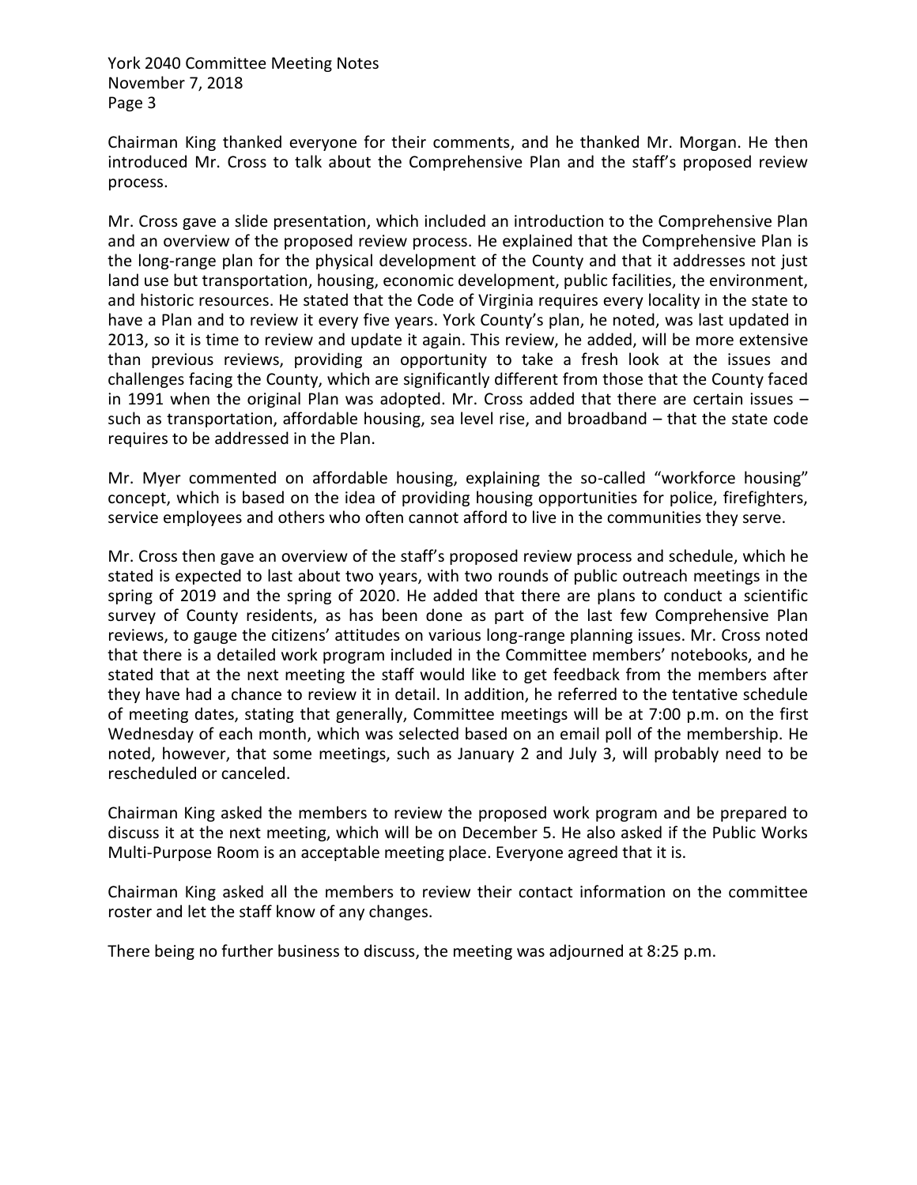Chairman King thanked everyone for their comments, and he thanked Mr. Morgan. He then introduced Mr. Cross to talk about the Comprehensive Plan and the staff's proposed review process.

Mr. Cross gave a slide presentation, which included an introduction to the Comprehensive Plan and an overview of the proposed review process. He explained that the Comprehensive Plan is the long-range plan for the physical development of the County and that it addresses not just land use but transportation, housing, economic development, public facilities, the environment, and historic resources. He stated that the Code of Virginia requires every locality in the state to have a Plan and to review it every five years. York County's plan, he noted, was last updated in 2013, so it is time to review and update it again. This review, he added, will be more extensive than previous reviews, providing an opportunity to take a fresh look at the issues and challenges facing the County, which are significantly different from those that the County faced in 1991 when the original Plan was adopted. Mr. Cross added that there are certain issues – such as transportation, affordable housing, sea level rise, and broadband – that the state code requires to be addressed in the Plan.

Mr. Myer commented on affordable housing, explaining the so-called "workforce housing" concept, which is based on the idea of providing housing opportunities for police, firefighters, service employees and others who often cannot afford to live in the communities they serve.

Mr. Cross then gave an overview of the staff's proposed review process and schedule, which he stated is expected to last about two years, with two rounds of public outreach meetings in the spring of 2019 and the spring of 2020. He added that there are plans to conduct a scientific survey of County residents, as has been done as part of the last few Comprehensive Plan reviews, to gauge the citizens' attitudes on various long-range planning issues. Mr. Cross noted that there is a detailed work program included in the Committee members' notebooks, and he stated that at the next meeting the staff would like to get feedback from the members after they have had a chance to review it in detail. In addition, he referred to the tentative schedule of meeting dates, stating that generally, Committee meetings will be at 7:00 p.m. on the first Wednesday of each month, which was selected based on an email poll of the membership. He noted, however, that some meetings, such as January 2 and July 3, will probably need to be rescheduled or canceled.

Chairman King asked the members to review the proposed work program and be prepared to discuss it at the next meeting, which will be on December 5. He also asked if the Public Works Multi-Purpose Room is an acceptable meeting place. Everyone agreed that it is.

Chairman King asked all the members to review their contact information on the committee roster and let the staff know of any changes.

There being no further business to discuss, the meeting was adjourned at 8:25 p.m.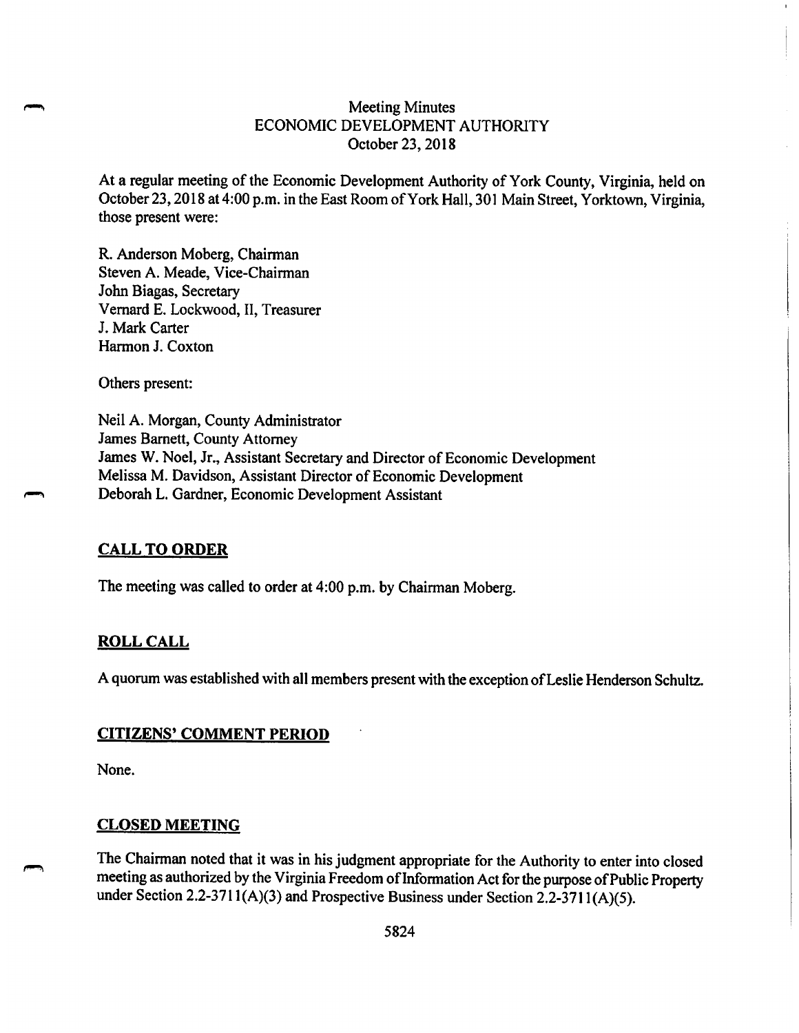Meeting Minutes
ECONOMIC DEVELOPMENT AUTHORITY
October 23, 2018

At a regular meeting of the Economic Development Authority of York County, Virginia, held on October 23, 2018 at 4:00 p.m. in the East Room of York Hall, 301 Main Street, Yorktown, Virginia, those present were:

R. Anderson Moberg, Chairman
Steven A. Meade, Vice-Chairman
John Biagas, Secretary
Vernard E. Lockwood, II, Treasurer
J. Mark Carter
Harmon J. Coxton

Others present:

Neil A. Morgan, County Administrator
James Barnett, County Attorney
James W. Noel, Jr., Assistant Secretary and Director of Economic Development
Melissa M. Davidson, Assistant Director of Economic Development
Deborah L. Gardner, Economic Development Assistant

## CALL TO ORDER

The meeting was called to order at 4:00 p.m. by Chairman Moberg.

## ROLL CALL

A quorum was established with all members present with the exception of Leslie Henderson Schultz.

## CITIZENS' COMMENT PERIOD

None.

## CLOSED MEETING

The Chairman noted that it was in his judgment appropriate for the Authority to enter into closed meeting as authorized by the Virginia Freedom of Information Act for the purpose of Public Property under Section 2.2-3711(A)(3) and Prospective Business under Section 2.2-3711(A)(5).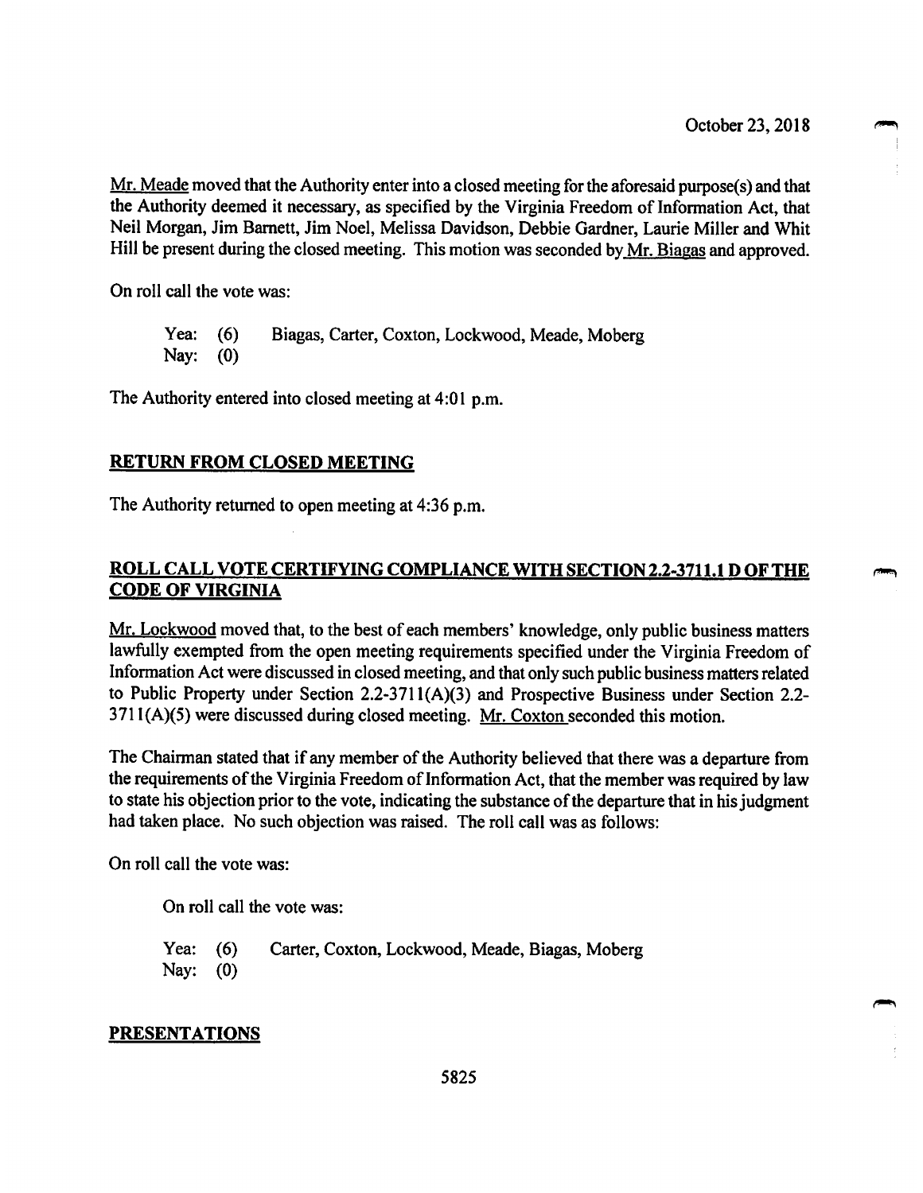October 23, 2018

Mr. Meade moved that the Authority enter into a closed meeting for the aforesaid purpose(s) and that the Authority deemed it necessary, as specified by the Virginia Freedom of Information Act, that Neil Morgan, Jim Barnett, Jim Noel, Melissa Davidson, Debbie Gardner, Laurie Miller and Whit Hill be present during the closed meeting. This motion was seconded by Mr. Biagas and approved.

On roll call the vote was:

Yea: (6) Biagas, Carter, Coxton, Lockwood, Meade, Moberg
Nay: (0)

The Authority entered into closed meeting at 4:01 p.m.

## RETURN FROM CLOSED MEETING

The Authority returned to open meeting at 4:36 p.m.

## ROLL CALL VOTE CERTIFYING COMPLIANCE WITH SECTION 2.2-3711.1 D OF THE CODE OF VIRGINIA

Mr. Lockwood moved that, to the best of each members' knowledge, only public business matters lawfully exempted from the open meeting requirements specified under the Virginia Freedom of Information Act were discussed in closed meeting, and that only such public business matters related to Public Property under Section 2.2-3711(A)(3) and Prospective Business under Section 2.2-3711(A)(5) were discussed during closed meeting. Mr. Coxton seconded this motion.

The Chairman stated that if any member of the Authority believed that there was a departure from the requirements of the Virginia Freedom of Information Act, that the member was required by law to state his objection prior to the vote, indicating the substance of the departure that in his judgment had taken place. No such objection was raised. The roll call was as follows:

On roll call the vote was:

On roll call the vote was:

Yea: (6) Carter, Coxton, Lockwood, Meade, Biagas, Moberg
Nay: (0)

## PRESENTATIONS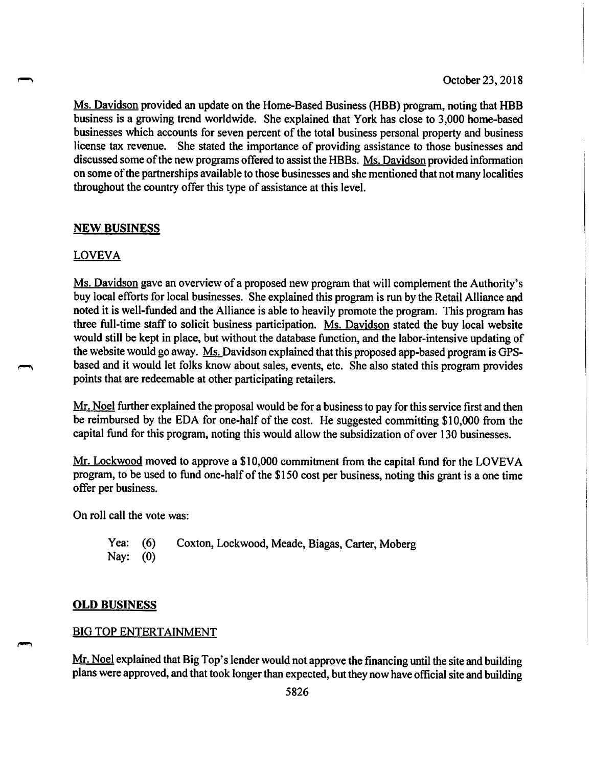October 23, 2018

Ms. Davidson provided an update on the Home-Based Business (HBB) program, noting that HBB business is a growing trend worldwide. She explained that York has close to 3,000 home-based businesses which accounts for seven percent of the total business personal property and business license tax revenue. She stated the importance of providing assistance to those businesses and discussed some of the new programs offered to assist the HBBs. Ms. Davidson provided information on some of the partnerships available to those businesses and she mentioned that not many localities throughout the country offer this type of assistance at this level.

## NEW BUSINESS

### LOVEVA

Ms. Davidson gave an overview of a proposed new program that will complement the Authority's buy local efforts for local businesses. She explained this program is run by the Retail Alliance and noted it is well-funded and the Alliance is able to heavily promote the program. This program has three full-time staff to solicit business participation. Ms. Davidson stated the buy local website would still be kept in place, but without the database function, and the labor-intensive updating of the website would go away. Ms. Davidson explained that this proposed app-based program is GPS-based and it would let folks know about sales, events, etc. She also stated this program provides points that are redeemable at other participating retailers.

Mr. Noel further explained the proposal would be for a business to pay for this service first and then be reimbursed by the EDA for one-half of the cost. He suggested committing $10,000 from the capital fund for this program, noting this would allow the subsidization of over 130 businesses.

Mr. Lockwood moved to approve a $10,000 commitment from the capital fund for the LOVEVA program, to be used to fund one-half of the $150 cost per business, noting this grant is a one time offer per business.

On roll call the vote was:

Yea: (6) Coxton, Lockwood, Meade, Biagas, Carter, Moberg
Nay: (0)

## OLD BUSINESS

### BIG TOP ENTERTAINMENT

Mr. Noel explained that Big Top's lender would not approve the financing until the site and building plans were approved, and that took longer than expected, but they now have official site and building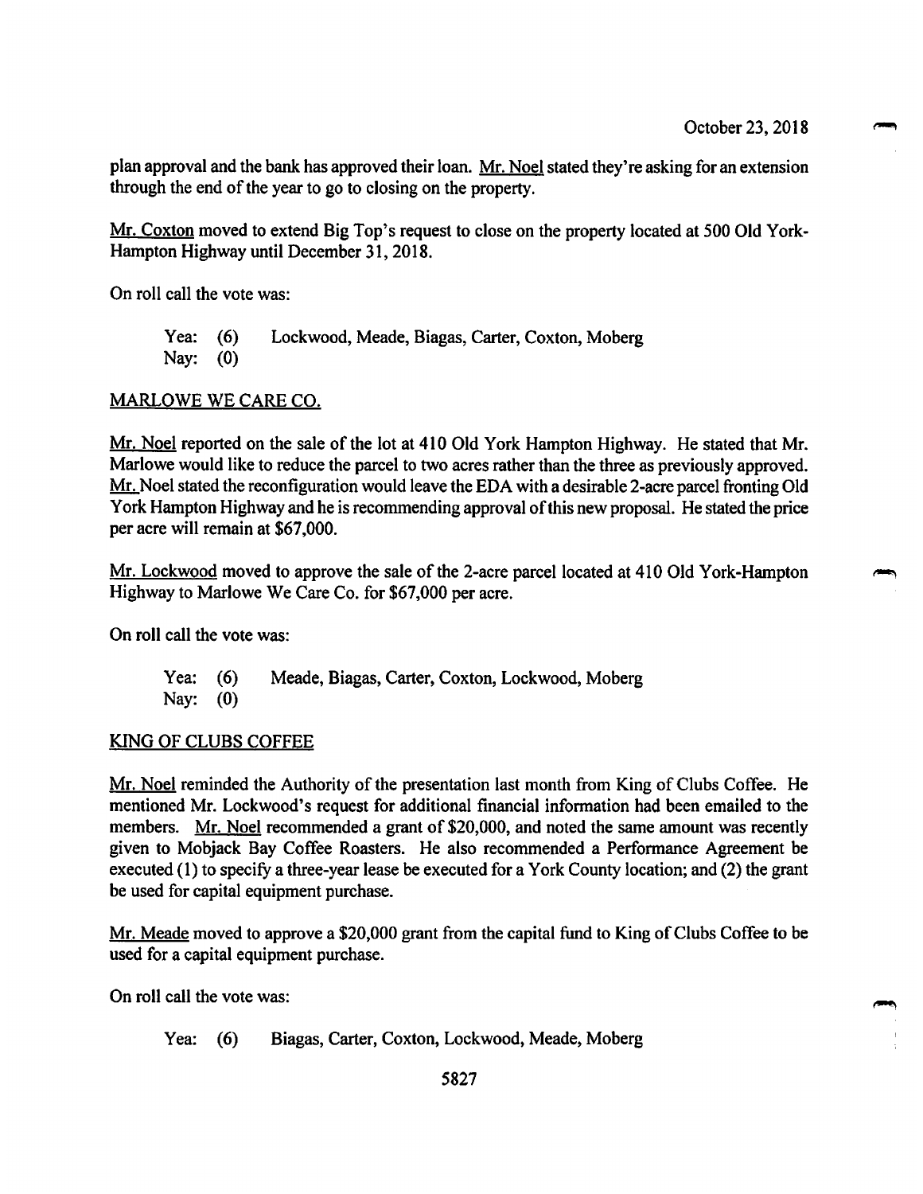plan approval and the bank has approved their loan. Mr. Noel stated they're asking for an extension through the end of the year to go to closing on the property.

Mr. Coxton moved to extend Big Top's request to close on the property located at 500 Old York-Hampton Highway until December 31, 2018.

On roll call the vote was:

Yea: (6) Lockwood, Meade, Biagas, Carter, Coxton, Moberg
Nay: (0)

## MARLOWE WE CARE CO.

Mr. Noel reported on the sale of the lot at 410 Old York Hampton Highway. He stated that Mr. Marlowe would like to reduce the parcel to two acres rather than the three as previously approved. Mr. Noel stated the reconfiguration would leave the EDA with a desirable 2-acre parcel fronting Old York Hampton Highway and he is recommending approval of this new proposal. He stated the price per acre will remain at $67,000.

Mr. Lockwood moved to approve the sale of the 2-acre parcel located at 410 Old York-Hampton Highway to Marlowe We Care Co. for $67,000 per acre.

On roll call the vote was:

Yea: (6) Meade, Biagas, Carter, Coxton, Lockwood, Moberg
Nay: (0)

## KING OF CLUBS COFFEE

Mr. Noel reminded the Authority of the presentation last month from King of Clubs Coffee. He mentioned Mr. Lockwood's request for additional financial information had been emailed to the members. Mr. Noel recommended a grant of $20,000, and noted the same amount was recently given to Mobjack Bay Coffee Roasters. He also recommended a Performance Agreement be executed (1) to specify a three-year lease be executed for a York County location; and (2) the grant be used for capital equipment purchase.

Mr. Meade moved to approve a $20,000 grant from the capital fund to King of Clubs Coffee to be used for a capital equipment purchase.

On roll call the vote was:

Yea: (6) Biagas, Carter, Coxton, Lockwood, Meade, Moberg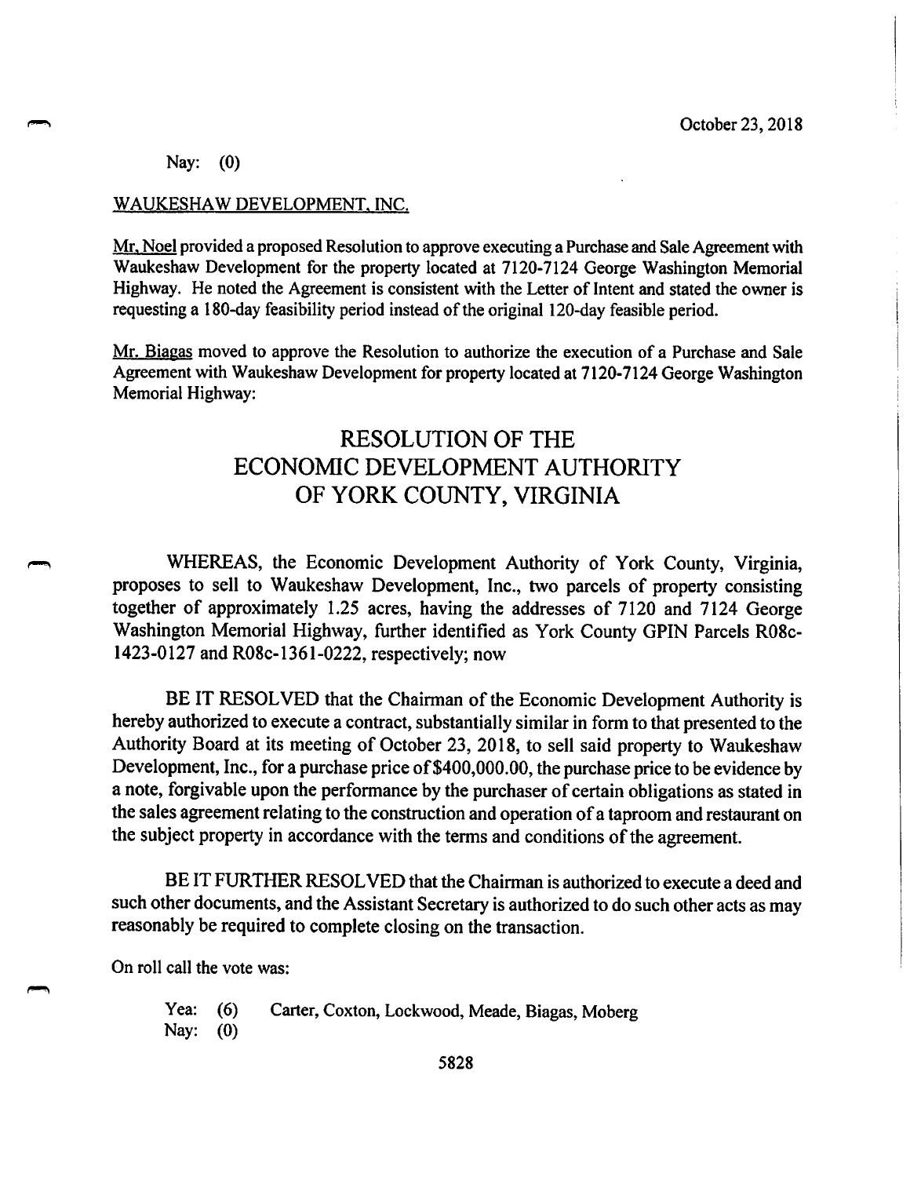Nay: (0)

WAUKESHAW DEVELOPMENT, INC.

Mr. Noel provided a proposed Resolution to approve executing a Purchase and Sale Agreement with Waukeshaw Development for the property located at 7120-7124 George Washington Memorial Highway. He noted the Agreement is consistent with the Letter of Intent and stated the owner is requesting a 180-day feasibility period instead of the original 120-day feasible period.

Mr. Biagas moved to approve the Resolution to authorize the execution of a Purchase and Sale Agreement with Waukeshaw Development for property located at 7120-7124 George Washington Memorial Highway:

# RESOLUTION OF THE ECONOMIC DEVELOPMENT AUTHORITY OF YORK COUNTY, VIRGINIA

WHEREAS, the Economic Development Authority of York County, Virginia, proposes to sell to Waukeshaw Development, Inc., two parcels of property consisting together of approximately 1.25 acres, having the addresses of 7120 and 7124 George Washington Memorial Highway, further identified as York County GPIN Parcels R08c-1423-0127 and R08c-1361-0222, respectively; now

BE IT RESOLVED that the Chairman of the Economic Development Authority is hereby authorized to execute a contract, substantially similar in form to that presented to the Authority Board at its meeting of October 23, 2018, to sell said property to Waukeshaw Development, Inc., for a purchase price of $400,000.00, the purchase price to be evidence by a note, forgivable upon the performance by the purchaser of certain obligations as stated in the sales agreement relating to the construction and operation of a taproom and restaurant on the subject property in accordance with the terms and conditions of the agreement.

BE IT FURTHER RESOLVED that the Chairman is authorized to execute a deed and such other documents, and the Assistant Secretary is authorized to do such other acts as may reasonably be required to complete closing on the transaction.

On roll call the vote was:

Yea: (6) Carter, Coxton, Lockwood, Meade, Biagas, Moberg
Nay: (0)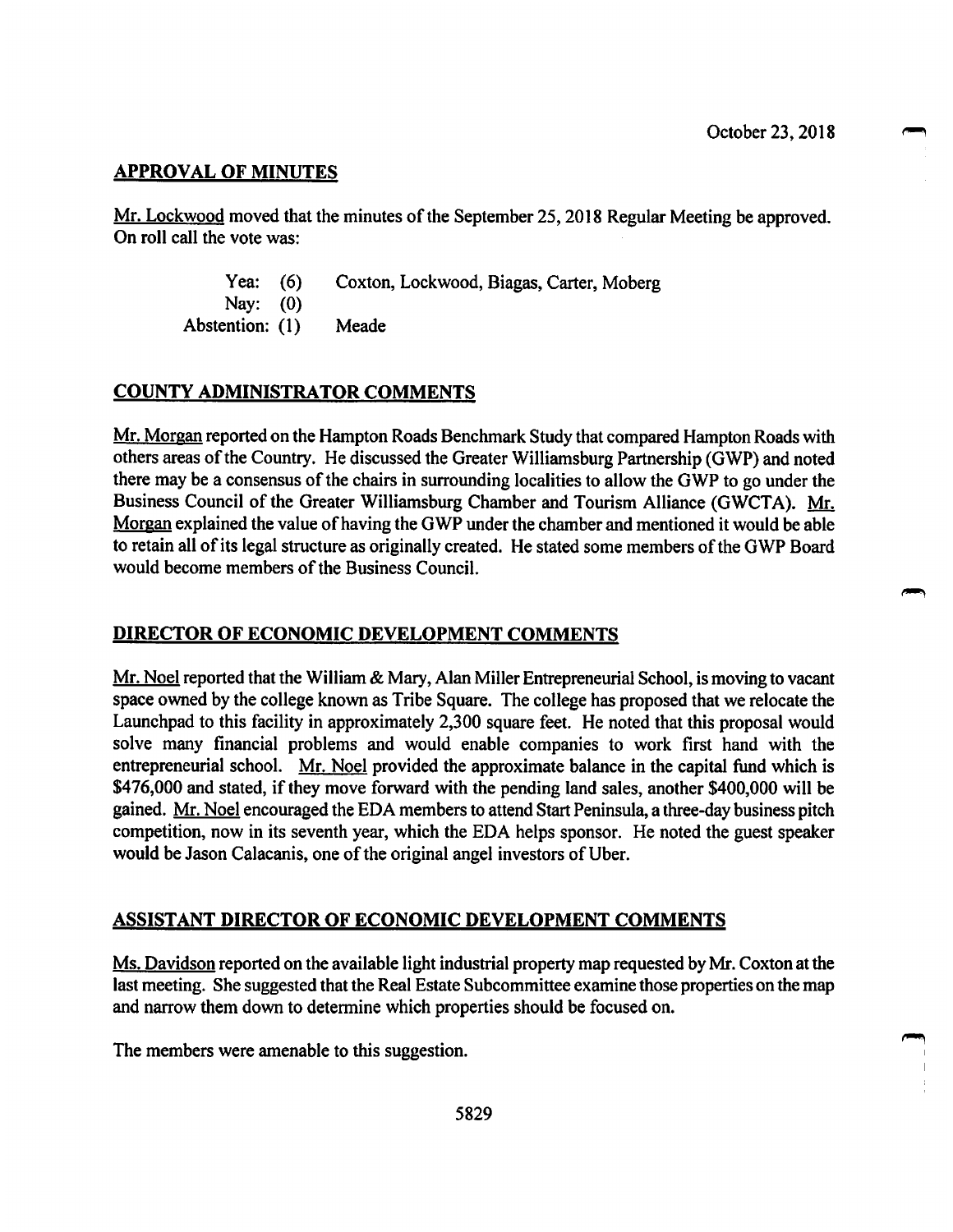October 23, 2018

## APPROVAL OF MINUTES

Mr. Lockwood moved that the minutes of the September 25, 2018 Regular Meeting be approved. On roll call the vote was:

| | | |
|---|---|---|
| Yea: | (6) | Coxton, Lockwood, Biagas, Carter, Moberg |
| Nay: | (0) | |
| Abstention: | (1) | Meade |

## COUNTY ADMINISTRATOR COMMENTS

Mr. Morgan reported on the Hampton Roads Benchmark Study that compared Hampton Roads with others areas of the Country. He discussed the Greater Williamsburg Partnership (GWP) and noted there may be a consensus of the chairs in surrounding localities to allow the GWP to go under the Business Council of the Greater Williamsburg Chamber and Tourism Alliance (GWCTA). Mr. Morgan explained the value of having the GWP under the chamber and mentioned it would be able to retain all of its legal structure as originally created. He stated some members of the GWP Board would become members of the Business Council.

## DIRECTOR OF ECONOMIC DEVELOPMENT COMMENTS

Mr. Noel reported that the William & Mary, Alan Miller Entrepreneurial School, is moving to vacant space owned by the college known as Tribe Square. The college has proposed that we relocate the Launchpad to this facility in approximately 2,300 square feet. He noted that this proposal would solve many financial problems and would enable companies to work first hand with the entrepreneurial school. Mr. Noel provided the approximate balance in the capital fund which is $476,000 and stated, if they move forward with the pending land sales, another $400,000 will be gained. Mr. Noel encouraged the EDA members to attend Start Peninsula, a three-day business pitch competition, now in its seventh year, which the EDA helps sponsor. He noted the guest speaker would be Jason Calacanis, one of the original angel investors of Uber.

## ASSISTANT DIRECTOR OF ECONOMIC DEVELOPMENT COMMENTS

Ms. Davidson reported on the available light industrial property map requested by Mr. Coxton at the last meeting. She suggested that the Real Estate Subcommittee examine those properties on the map and narrow them down to determine which properties should be focused on.

The members were amenable to this suggestion.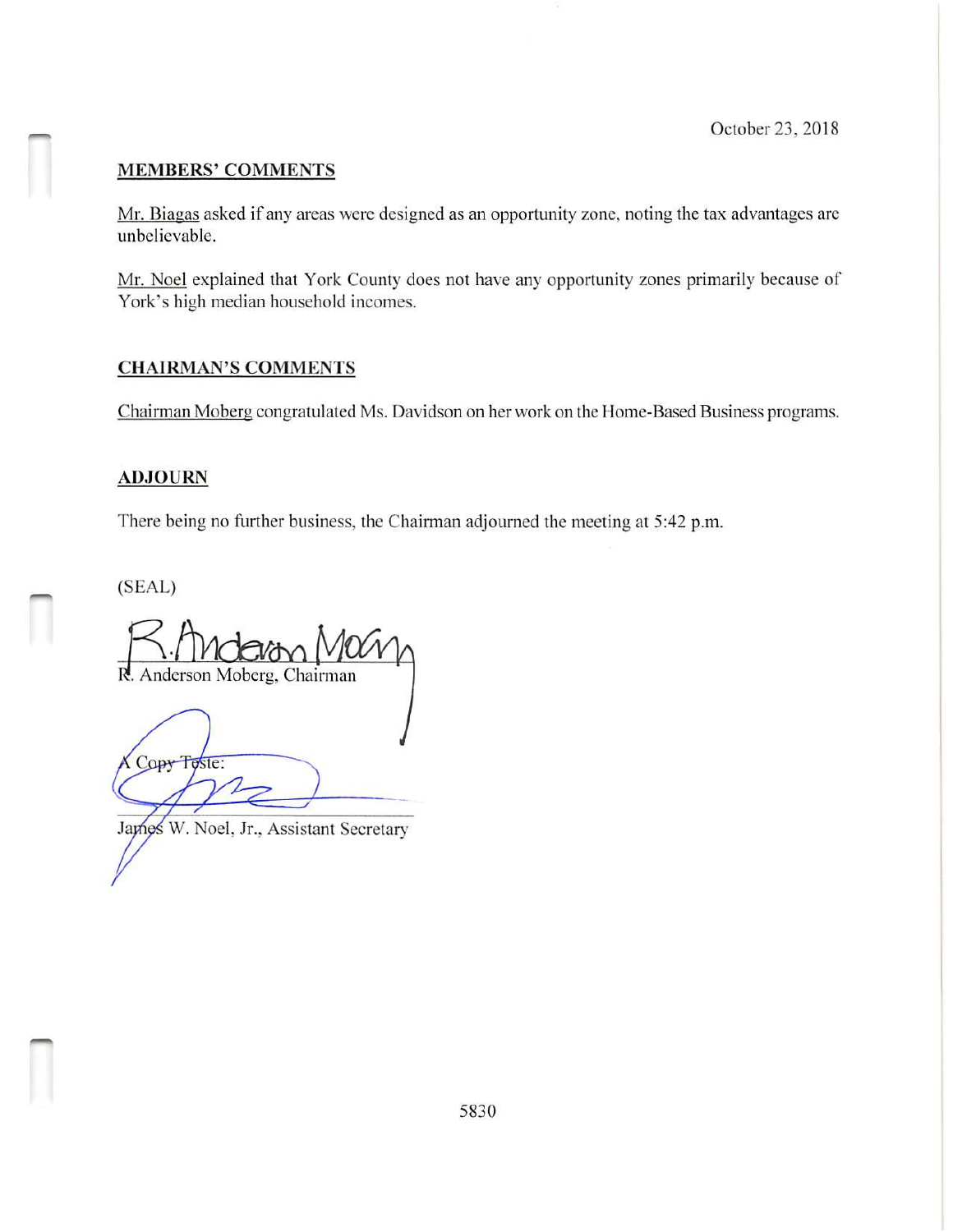October 23, 2018

**MEMBERS' COMMENTS**

Mr. Biagas asked if any areas were designed as an opportunity zone, noting the tax advantages are unbelievable.

Mr. Noel explained that York County does not have any opportunity zones primarily because of York's high median household incomes.

**CHAIRMAN'S COMMENTS**

Chairman Moberg congratulated Ms. Davidson on her work on the Home-Based Business programs.

**ADJOURN**

There being no further business, the Chairman adjourned the meeting at 5:42 p.m.

(SEAL)

R. Anderson Moberg, Chairman

A Copy Teste:

James W. Noel, Jr., Assistant Secretary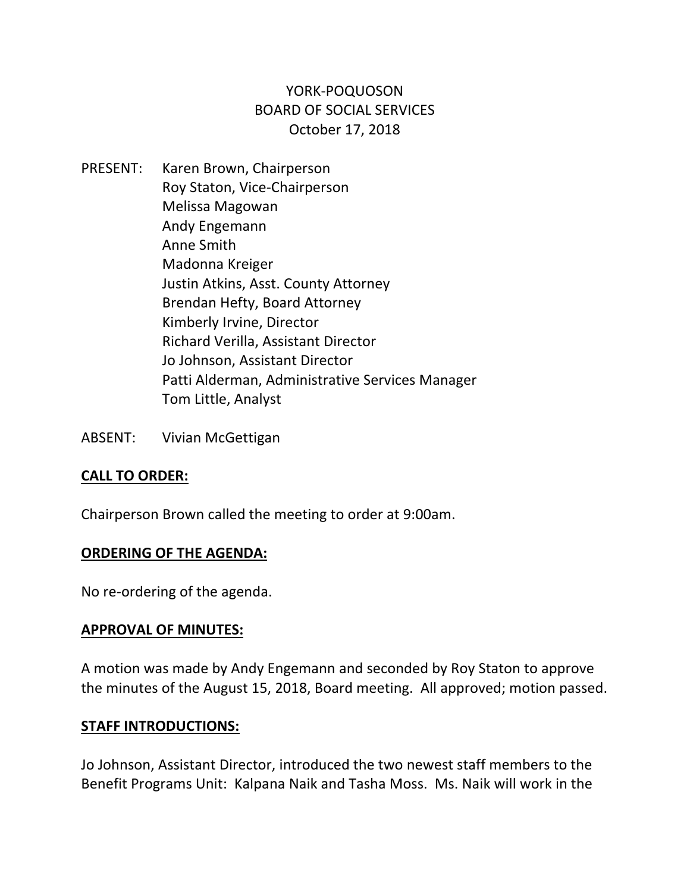YORK-POQUOSON
BOARD OF SOCIAL SERVICES
October 17, 2018

PRESENT: Karen Brown, Chairperson
Roy Staton, Vice-Chairperson
Melissa Magowan
Andy Engemann
Anne Smith
Madonna Kreiger
Justin Atkins, Asst. County Attorney
Brendan Hefty, Board Attorney
Kimberly Irvine, Director
Richard Verilla, Assistant Director
Jo Johnson, Assistant Director
Patti Alderman, Administrative Services Manager
Tom Little, Analyst

ABSENT: Vivian McGettigan

**CALL TO ORDER:**

Chairperson Brown called the meeting to order at 9:00am.

**ORDERING OF THE AGENDA:**

No re-ordering of the agenda.

**APPROVAL OF MINUTES:**

A motion was made by Andy Engemann and seconded by Roy Staton to approve the minutes of the August 15, 2018, Board meeting. All approved; motion passed.

**STAFF INTRODUCTIONS:**

Jo Johnson, Assistant Director, introduced the two newest staff members to the Benefit Programs Unit: Kalpana Naik and Tasha Moss. Ms. Naik will work in the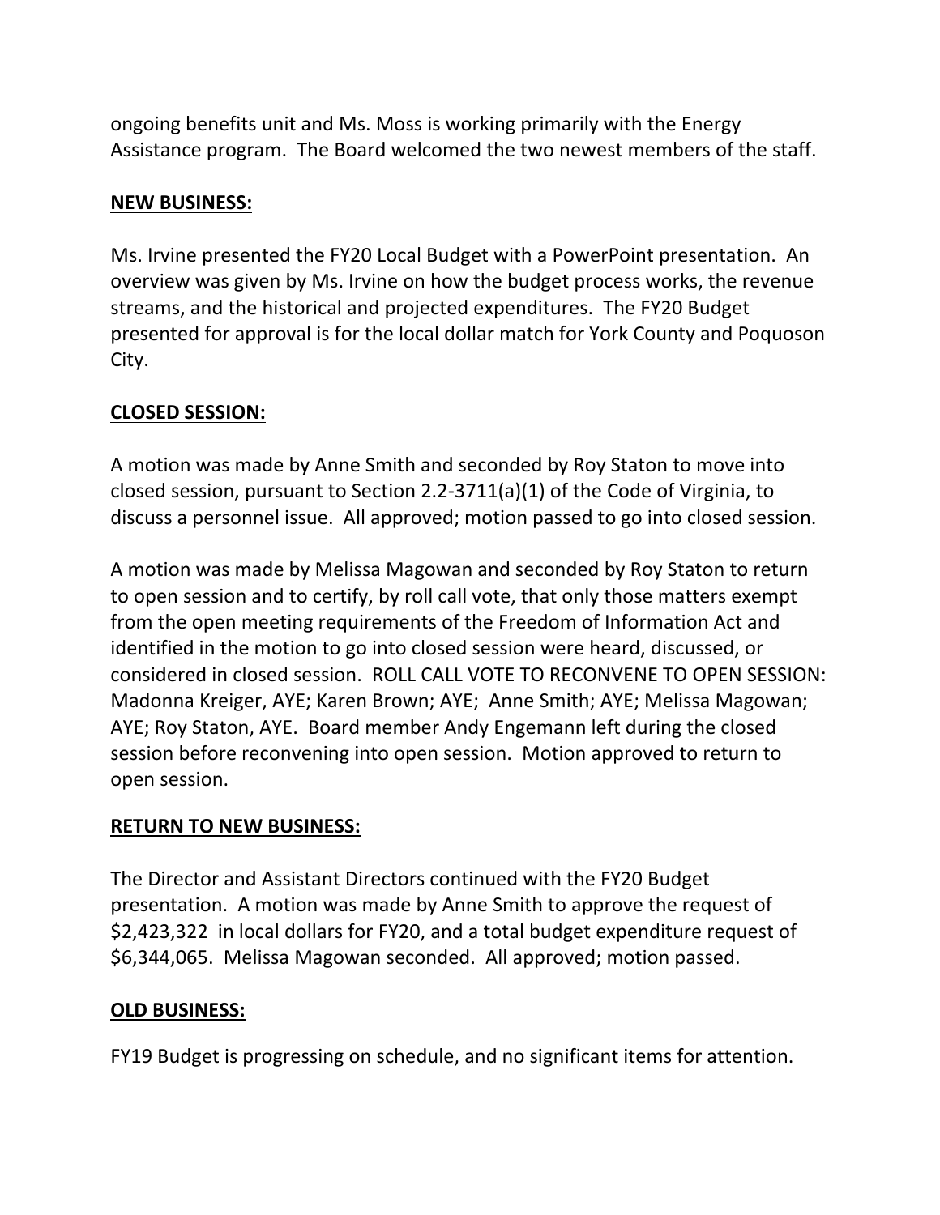ongoing benefits unit and Ms. Moss is working primarily with the Energy Assistance program. The Board welcomed the two newest members of the staff.

**NEW BUSINESS:**

Ms. Irvine presented the FY20 Local Budget with a PowerPoint presentation. An overview was given by Ms. Irvine on how the budget process works, the revenue streams, and the historical and projected expenditures. The FY20 Budget presented for approval is for the local dollar match for York County and Poquoson City.

**CLOSED SESSION:**

A motion was made by Anne Smith and seconded by Roy Staton to move into closed session, pursuant to Section 2.2-3711(a)(1) of the Code of Virginia, to discuss a personnel issue. All approved; motion passed to go into closed session.

A motion was made by Melissa Magowan and seconded by Roy Staton to return to open session and to certify, by roll call vote, that only those matters exempt from the open meeting requirements of the Freedom of Information Act and identified in the motion to go into closed session were heard, discussed, or considered in closed session. ROLL CALL VOTE TO RECONVENE TO OPEN SESSION: Madonna Kreiger, AYE; Karen Brown; AYE; Anne Smith; AYE; Melissa Magowan; AYE; Roy Staton, AYE. Board member Andy Engemann left during the closed session before reconvening into open session. Motion approved to return to open session.

**RETURN TO NEW BUSINESS:**

The Director and Assistant Directors continued with the FY20 Budget presentation. A motion was made by Anne Smith to approve the request of $2,423,322 in local dollars for FY20, and a total budget expenditure request of $6,344,065. Melissa Magowan seconded. All approved; motion passed.

**OLD BUSINESS:**

FY19 Budget is progressing on schedule, and no significant items for attention.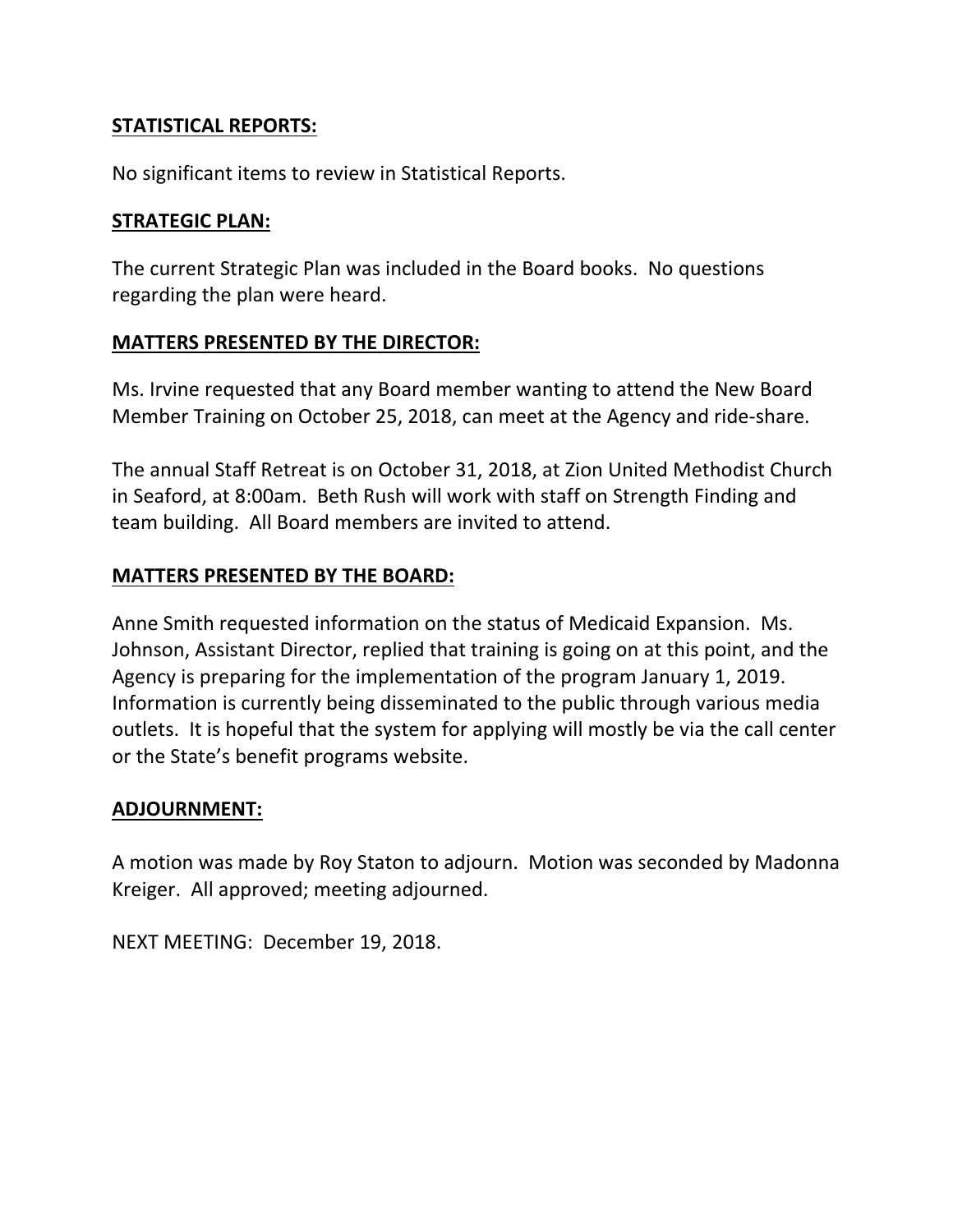**STATISTICAL REPORTS:**

No significant items to review in Statistical Reports.

**STRATEGIC PLAN:**

The current Strategic Plan was included in the Board books. No questions regarding the plan were heard.

**MATTERS PRESENTED BY THE DIRECTOR:**

Ms. Irvine requested that any Board member wanting to attend the New Board Member Training on October 25, 2018, can meet at the Agency and ride-share.

The annual Staff Retreat is on October 31, 2018, at Zion United Methodist Church in Seaford, at 8:00am. Beth Rush will work with staff on Strength Finding and team building. All Board members are invited to attend.

**MATTERS PRESENTED BY THE BOARD:**

Anne Smith requested information on the status of Medicaid Expansion. Ms. Johnson, Assistant Director, replied that training is going on at this point, and the Agency is preparing for the implementation of the program January 1, 2019. Information is currently being disseminated to the public through various media outlets. It is hopeful that the system for applying will mostly be via the call center or the State's benefit programs website.

**ADJOURNMENT:**

A motion was made by Roy Staton to adjourn. Motion was seconded by Madonna Kreiger. All approved; meeting adjourned.

NEXT MEETING: December 19, 2018.